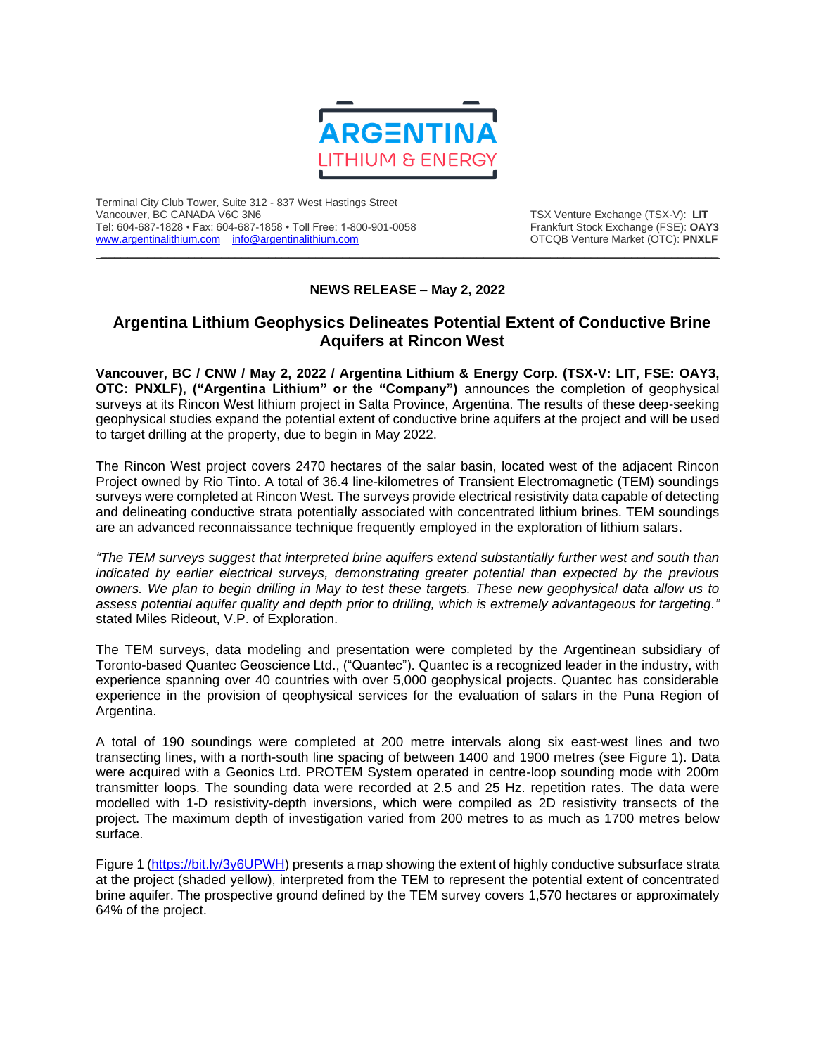**ARGENTINA**
LITHIUM & ENERGY

Terminal City Club Tower, Suite 312 - 837 West Hastings Street
Vancouver, BC CANADA V6C 3N6
Tel: 604-687-1828 • Fax: 604-687-1858 • Toll Free: 1-800-901-0058
www.argentinalithium.com    info@argentinalithium.com

TSX Venture Exchange (TSX-V): **LIT**
Frankfurt Stock Exchange (FSE): **OAY3**
OTCQB Venture Market (OTC): **PNXLF**

**NEWS RELEASE – May 2, 2022**

## Argentina Lithium Geophysics Delineates Potential Extent of Conductive Brine Aquifers at Rincon West

**Vancouver, BC / CNW / May 2, 2022 / Argentina Lithium & Energy Corp. (TSX-V: LIT, FSE: OAY3, OTC: PNXLF), ("Argentina Lithium" or the "Company")** announces the completion of geophysical surveys at its Rincon West lithium project in Salta Province, Argentina. The results of these deep-seeking geophysical studies expand the potential extent of conductive brine aquifers at the project and will be used to target drilling at the property, due to begin in May 2022.

The Rincon West project covers 2470 hectares of the salar basin, located west of the adjacent Rincon Project owned by Rio Tinto. A total of 36.4 line-kilometres of Transient Electromagnetic (TEM) soundings surveys were completed at Rincon West. The surveys provide electrical resistivity data capable of detecting and delineating conductive strata potentially associated with concentrated lithium brines. TEM soundings are an advanced reconnaissance technique frequently employed in the exploration of lithium salars.

*"The TEM surveys suggest that interpreted brine aquifers extend substantially further west and south than indicated by earlier electrical surveys, demonstrating greater potential than expected by the previous owners. We plan to begin drilling in May to test these targets. These new geophysical data allow us to assess potential aquifer quality and depth prior to drilling, which is extremely advantageous for targeting."* stated Miles Rideout, V.P. of Exploration.

The TEM surveys, data modeling and presentation were completed by the Argentinean subsidiary of Toronto-based Quantec Geoscience Ltd., ("Quantec"). Quantec is a recognized leader in the industry, with experience spanning over 40 countries with over 5,000 geophysical projects. Quantec has considerable experience in the provision of qeophysical services for the evaluation of salars in the Puna Region of Argentina.

A total of 190 soundings were completed at 200 metre intervals along six east-west lines and two transecting lines, with a north-south line spacing of between 1400 and 1900 metres (see Figure 1). Data were acquired with a Geonics Ltd. PROTEM System operated in centre-loop sounding mode with 200m transmitter loops. The sounding data were recorded at 2.5 and 25 Hz. repetition rates. The data were modelled with 1-D resistivity-depth inversions, which were compiled as 2D resistivity transects of the project. The maximum depth of investigation varied from 200 metres to as much as 1700 metres below surface.

Figure 1 (https://bit.ly/3y6UPWH) presents a map showing the extent of highly conductive subsurface strata at the project (shaded yellow), interpreted from the TEM to represent the potential extent of concentrated brine aquifer. The prospective ground defined by the TEM survey covers 1,570 hectares or approximately 64% of the project.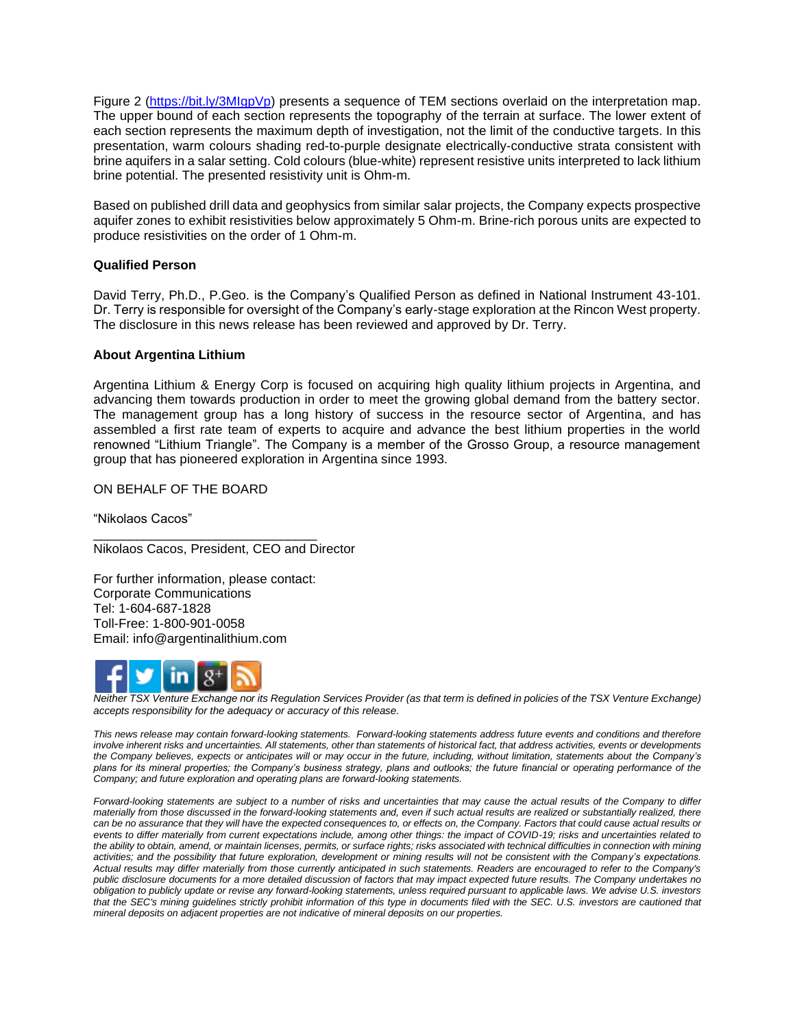Figure 2 (https://bit.ly/3MIgpVp) presents a sequence of TEM sections overlaid on the interpretation map. The upper bound of each section represents the topography of the terrain at surface. The lower extent of each section represents the maximum depth of investigation, not the limit of the conductive targets. In this presentation, warm colours shading red-to-purple designate electrically-conductive strata consistent with brine aquifers in a salar setting. Cold colours (blue-white) represent resistive units interpreted to lack lithium brine potential. The presented resistivity unit is Ohm-m.

Based on published drill data and geophysics from similar salar projects, the Company expects prospective aquifer zones to exhibit resistivities below approximately 5 Ohm-m. Brine-rich porous units are expected to produce resistivities on the order of 1 Ohm-m.

**Qualified Person**

David Terry, Ph.D., P.Geo. is the Company's Qualified Person as defined in National Instrument 43-101. Dr. Terry is responsible for oversight of the Company's early-stage exploration at the Rincon West property. The disclosure in this news release has been reviewed and approved by Dr. Terry.

**About Argentina Lithium**

Argentina Lithium & Energy Corp is focused on acquiring high quality lithium projects in Argentina, and advancing them towards production in order to meet the growing global demand from the battery sector. The management group has a long history of success in the resource sector of Argentina, and has assembled a first rate team of experts to acquire and advance the best lithium properties in the world renowned "Lithium Triangle". The Company is a member of the Grosso Group, a resource management group that has pioneered exploration in Argentina since 1993.

ON BEHALF OF THE BOARD

"Nikolaos Cacos"

\_\_\_\_\_\_\_\_\_\_\_\_\_\_\_\_\_\_\_\_\_\_\_\_\_\_\_\_\_\_\_\_

Nikolaos Cacos, President, CEO and Director

For further information, please contact:
Corporate Communications
Tel: 1-604-687-1828
Toll-Free: 1-800-901-0058
Email: info@argentinalithium.com

*Neither TSX Venture Exchange nor its Regulation Services Provider (as that term is defined in policies of the TSX Venture Exchange) accepts responsibility for the adequacy or accuracy of this release.*

*This news release may contain forward-looking statements. Forward-looking statements address future events and conditions and therefore involve inherent risks and uncertainties. All statements, other than statements of historical fact, that address activities, events or developments the Company believes, expects or anticipates will or may occur in the future, including, without limitation, statements about the Company's plans for its mineral properties; the Company's business strategy, plans and outlooks; the future financial or operating performance of the Company; and future exploration and operating plans are forward-looking statements.*

*Forward-looking statements are subject to a number of risks and uncertainties that may cause the actual results of the Company to differ materially from those discussed in the forward-looking statements and, even if such actual results are realized or substantially realized, there can be no assurance that they will have the expected consequences to, or effects on, the Company. Factors that could cause actual results or events to differ materially from current expectations include, among other things: the impact of COVID-19; risks and uncertainties related to the ability to obtain, amend, or maintain licenses, permits, or surface rights; risks associated with technical difficulties in connection with mining activities; and the possibility that future exploration, development or mining results will not be consistent with the Company's expectations. Actual results may differ materially from those currently anticipated in such statements. Readers are encouraged to refer to the Company's public disclosure documents for a more detailed discussion of factors that may impact expected future results. The Company undertakes no obligation to publicly update or revise any forward-looking statements, unless required pursuant to applicable laws. We advise U.S. investors that the SEC's mining guidelines strictly prohibit information of this type in documents filed with the SEC. U.S. investors are cautioned that mineral deposits on adjacent properties are not indicative of mineral deposits on our properties.*